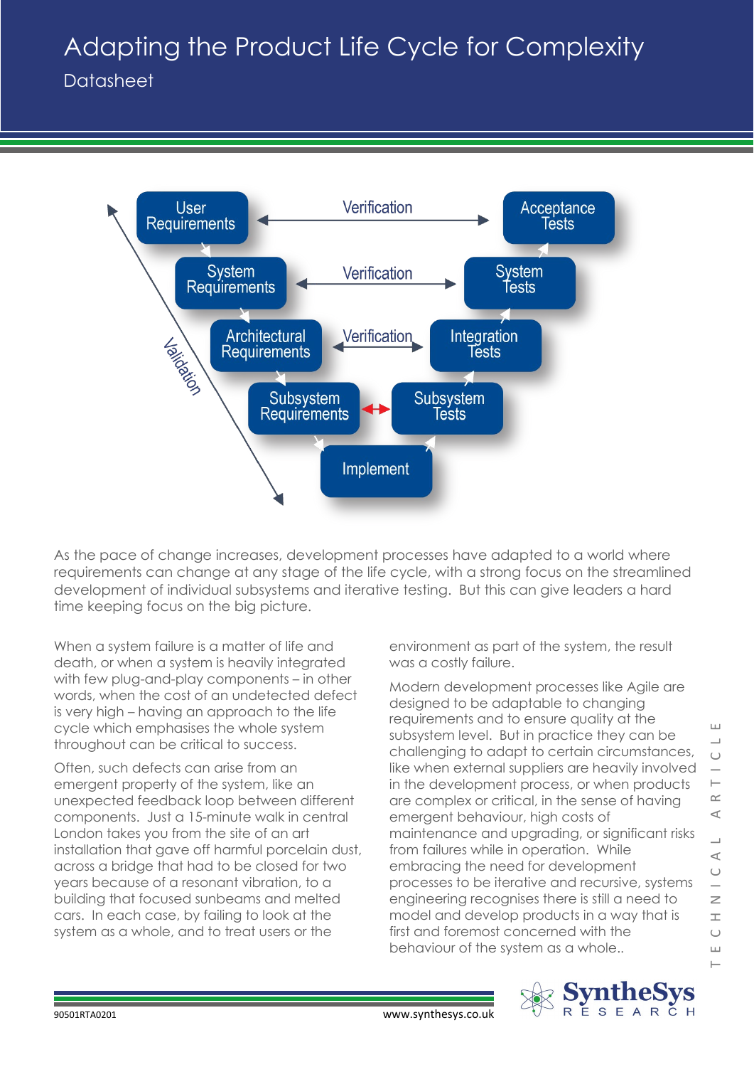# Adapting the Product Life Cycle for Complexity

## Datasheet

User Requirements — Verification — Acceptance Tests

System Requirements — Verification — System Tests

Architectural Requirements — Verification — Integration Tests

Subsystem Requirements — Subsystem Tests

Implement

Validation

As the pace of change increases, development processes have adapted to a world where requirements can change at any stage of the life cycle, with a strong focus on the streamlined development of individual subsystems and iterative testing. But this can give leaders a hard time keeping focus on the big picture.

When a system failure is a matter of life and death, or when a system is heavily integrated with few plug-and-play components – in other words, when the cost of an undetected defect is very high – having an approach to the life cycle which emphasises the whole system throughout can be critical to success.

Often, such defects can arise from an emergent property of the system, like an unexpected feedback loop between different components. Just a 15-minute walk in central London takes you from the site of an art installation that gave off harmful porcelain dust, across a bridge that had to be closed for two years because of a resonant vibration, to a building that focused sunbeams and melted cars. In each case, by failing to look at the system as a whole, and to treat users or the environment as part of the system, the result was a costly failure.

Modern development processes like Agile are designed to be adaptable to changing requirements and to ensure quality at the subsystem level. But in practice they can be challenging to adapt to certain circumstances, like when external suppliers are heavily involved in the development process, or when products are complex or critical, in the sense of having emergent behaviour, high costs of maintenance and upgrading, or significant risks from failures while in operation. While embracing the need for development processes to be iterative and recursive, systems engineering recognises there is still a need to model and develop products in a way that is first and foremost concerned with the behaviour of the system as a whole..

TECHNICAL ARTICLE

90501RTA0201 www.synthesys.co.uk

SyntheSys RESEARCH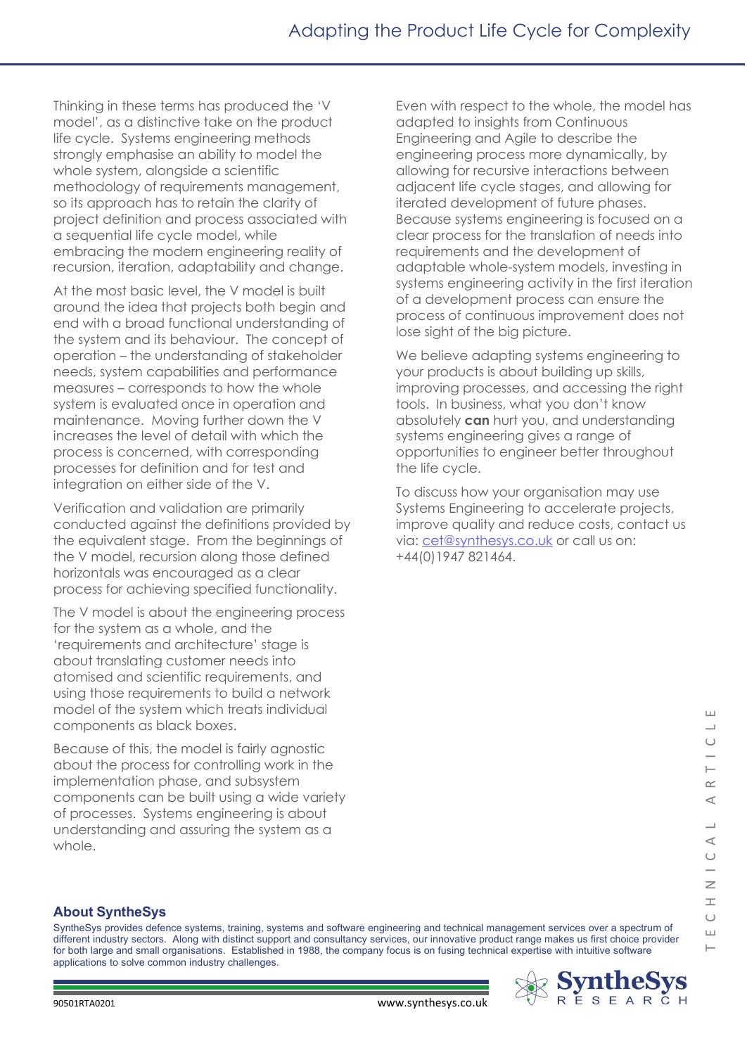Thinking in these terms has produced the 'V model', as a distinctive take on the product life cycle. Systems engineering methods strongly emphasise an ability to model the whole system, alongside a scientific methodology of requirements management, so its approach has to retain the clarity of project definition and process associated with a sequential life cycle model, while embracing the modern engineering reality of recursion, iteration, adaptability and change.

At the most basic level, the V model is built around the idea that projects both begin and end with a broad functional understanding of the system and its behaviour. The concept of operation – the understanding of stakeholder needs, system capabilities and performance measures – corresponds to how the whole system is evaluated once in operation and maintenance. Moving further down the V increases the level of detail with which the process is concerned, with corresponding processes for definition and for test and integration on either side of the V.

Verification and validation are primarily conducted against the definitions provided by the equivalent stage. From the beginnings of the V model, recursion along those defined horizontals was encouraged as a clear process for achieving specified functionality.

The V model is about the engineering process for the system as a whole, and the 'requirements and architecture' stage is about translating customer needs into atomised and scientific requirements, and using those requirements to build a network model of the system which treats individual components as black boxes.

Because of this, the model is fairly agnostic about the process for controlling work in the implementation phase, and subsystem components can be built using a wide variety of processes. Systems engineering is about understanding and assuring the system as a whole.

Even with respect to the whole, the model has adapted to insights from Continuous Engineering and Agile to describe the engineering process more dynamically, by allowing for recursive interactions between adjacent life cycle stages, and allowing for iterated development of future phases. Because systems engineering is focused on a clear process for the translation of needs into requirements and the development of adaptable whole-system models, investing in systems engineering activity in the first iteration of a development process can ensure the process of continuous improvement does not lose sight of the big picture.

We believe adapting systems engineering to your products is about building up skills, improving processes, and accessing the right tools. In business, what you don't know absolutely **can** hurt you, and understanding systems engineering gives a range of opportunities to engineer better throughout the life cycle.

To discuss how your organisation may use Systems Engineering to accelerate projects, improve quality and reduce costs, contact us via: cet@synthesys.co.uk or call us on: +44(0)1947 821464.

### About SyntheSys

SyntheSys provides defence systems, training, systems and software engineering and technical management services over a spectrum of different industry sectors. Along with distinct support and consultancy services, our innovative product range makes us first choice provider for both large and small organisations. Established in 1988, the company focus is on fusing technical expertise with intuitive software applications to solve common industry challenges.